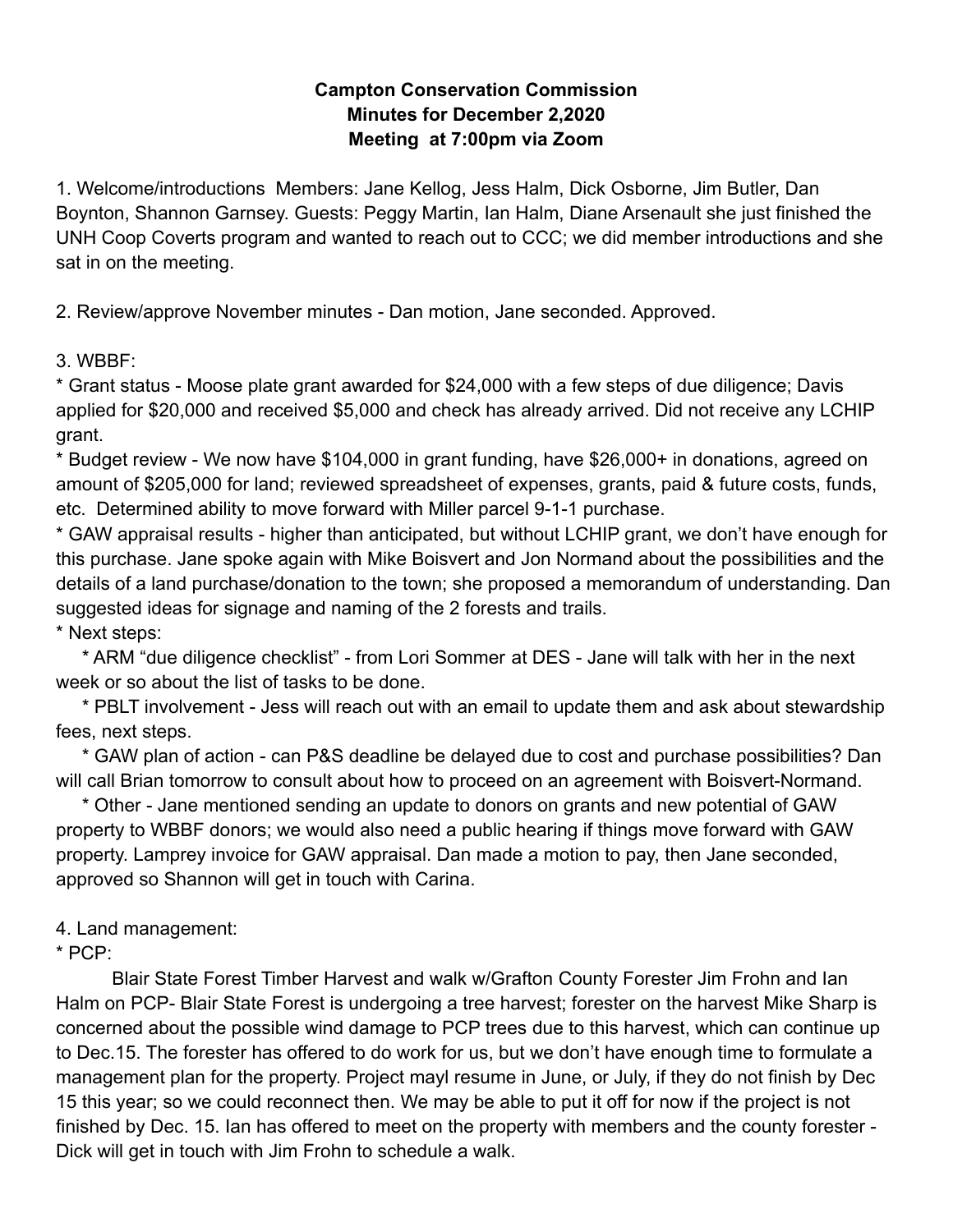**Campton Conservation Commission**
**Minutes for December 2,2020**
**Meeting at 7:00pm via Zoom**

1. Welcome/introductions Members: Jane Kellog, Jess Halm, Dick Osborne, Jim Butler, Dan Boynton, Shannon Garnsey. Guests: Peggy Martin, Ian Halm, Diane Arsenault she just finished the UNH Coop Coverts program and wanted to reach out to CCC; we did member introductions and she sat in on the meeting.

2. Review/approve November minutes - Dan motion, Jane seconded. Approved.

3. WBBF:

* Grant status - Moose plate grant awarded for $24,000 with a few steps of due diligence; Davis applied for $20,000 and received $5,000 and check has already arrived. Did not receive any LCHIP grant.
* Budget review - We now have $104,000 in grant funding, have $26,000+ in donations, agreed on amount of $205,000 for land; reviewed spreadsheet of expenses, grants, paid & future costs, funds, etc. Determined ability to move forward with Miller parcel 9-1-1 purchase.
* GAW appraisal results - higher than anticipated, but without LCHIP grant, we don't have enough for this purchase. Jane spoke again with Mike Boisvert and Jon Normand about the possibilities and the details of a land purchase/donation to the town; she proposed a memorandum of understanding. Dan suggested ideas for signage and naming of the 2 forests and trails.
* Next steps:
    * ARM "due diligence checklist" - from Lori Sommer at DES - Jane will talk with her in the next week or so about the list of tasks to be done.
    * PBLT involvement - Jess will reach out with an email to update them and ask about stewardship fees, next steps.
    * GAW plan of action - can P&S deadline be delayed due to cost and purchase possibilities? Dan will call Brian tomorrow to consult about how to proceed on an agreement with Boisvert-Normand.
    * Other - Jane mentioned sending an update to donors on grants and new potential of GAW property to WBBF donors; we would also need a public hearing if things move forward with GAW property. Lamprey invoice for GAW appraisal. Dan made a motion to pay, then Jane seconded, approved so Shannon will get in touch with Carina.

4. Land management:

* PCP:

Blair State Forest Timber Harvest and walk w/Grafton County Forester Jim Frohn and Ian Halm on PCP- Blair State Forest is undergoing a tree harvest; forester on the harvest Mike Sharp is concerned about the possible wind damage to PCP trees due to this harvest, which can continue up to Dec.15. The forester has offered to do work for us, but we don't have enough time to formulate a management plan for the property. Project mayl resume in June, or July, if they do not finish by Dec 15 this year; so we could reconnect then. We may be able to put it off for now if the project is not finished by Dec. 15. Ian has offered to meet on the property with members and the county forester - Dick will get in touch with Jim Frohn to schedule a walk.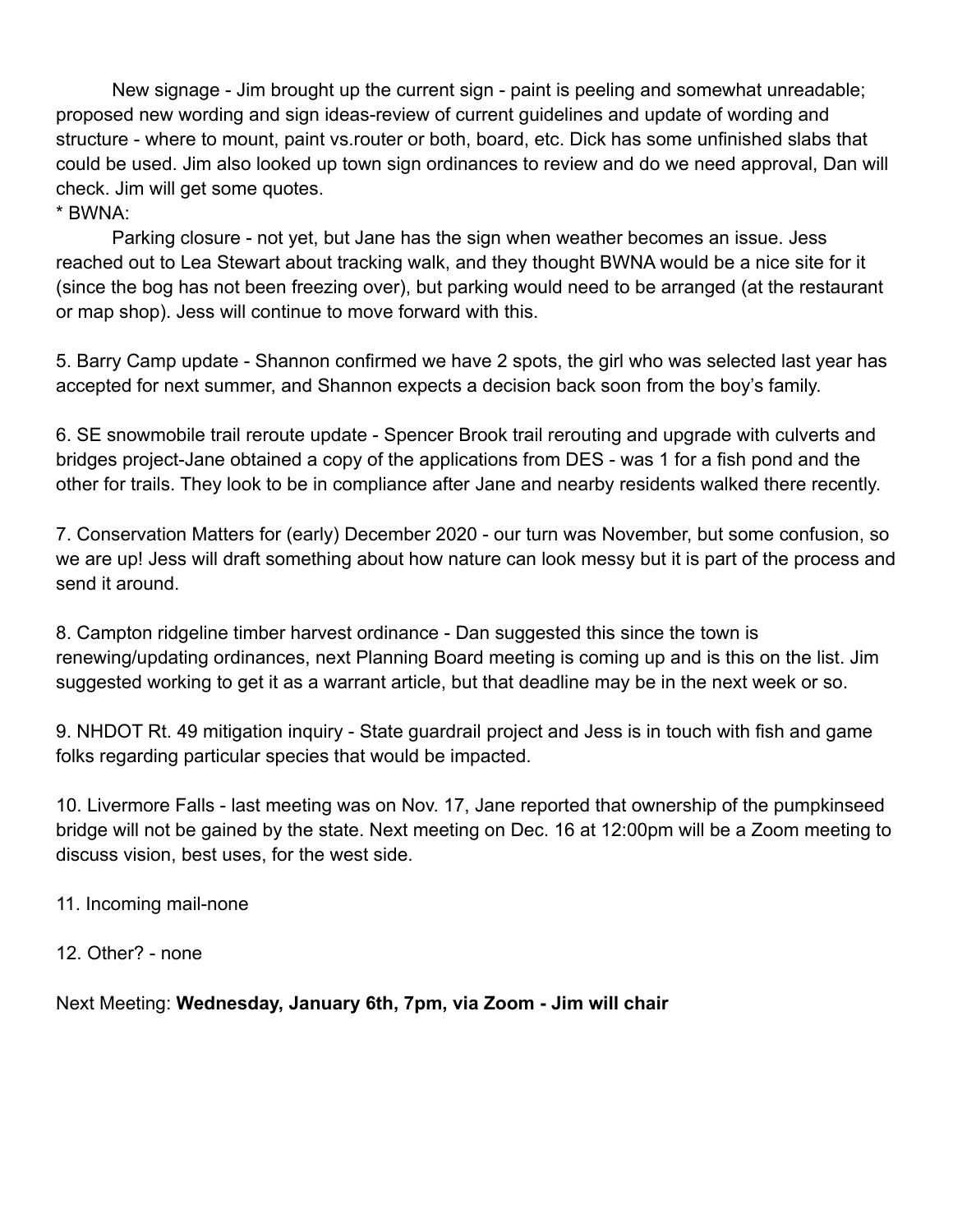New signage - Jim brought up the current sign - paint is peeling and somewhat unreadable; proposed new wording and sign ideas-review of current guidelines and update of wording and structure - where to mount, paint vs.router or both, board, etc. Dick has some unfinished slabs that could be used. Jim also looked up town sign ordinances to review and do we need approval, Dan will check. Jim will get some quotes.

* BWNA:

Parking closure - not yet, but Jane has the sign when weather becomes an issue. Jess reached out to Lea Stewart about tracking walk, and they thought BWNA would be a nice site for it (since the bog has not been freezing over), but parking would need to be arranged (at the restaurant or map shop). Jess will continue to move forward with this.

5. Barry Camp update - Shannon confirmed we have 2 spots, the girl who was selected last year has accepted for next summer, and Shannon expects a decision back soon from the boy's family.

6. SE snowmobile trail reroute update - Spencer Brook trail rerouting and upgrade with culverts and bridges project-Jane obtained a copy of the applications from DES - was 1 for a fish pond and the other for trails. They look to be in compliance after Jane and nearby residents walked there recently.

7. Conservation Matters for (early) December 2020 - our turn was November, but some confusion, so we are up! Jess will draft something about how nature can look messy but it is part of the process and send it around.

8. Campton ridgeline timber harvest ordinance - Dan suggested this since the town is renewing/updating ordinances, next Planning Board meeting is coming up and is this on the list. Jim suggested working to get it as a warrant article, but that deadline may be in the next week or so.

9. NHDOT Rt. 49 mitigation inquiry - State guardrail project and Jess is in touch with fish and game folks regarding particular species that would be impacted.

10. Livermore Falls - last meeting was on Nov. 17, Jane reported that ownership of the pumpkinseed bridge will not be gained by the state. Next meeting on Dec. 16 at 12:00pm will be a Zoom meeting to discuss vision, best uses, for the west side.

11. Incoming mail-none

12. Other? - none

Next Meeting: **Wednesday, January 6th, 7pm, via Zoom - Jim will chair**